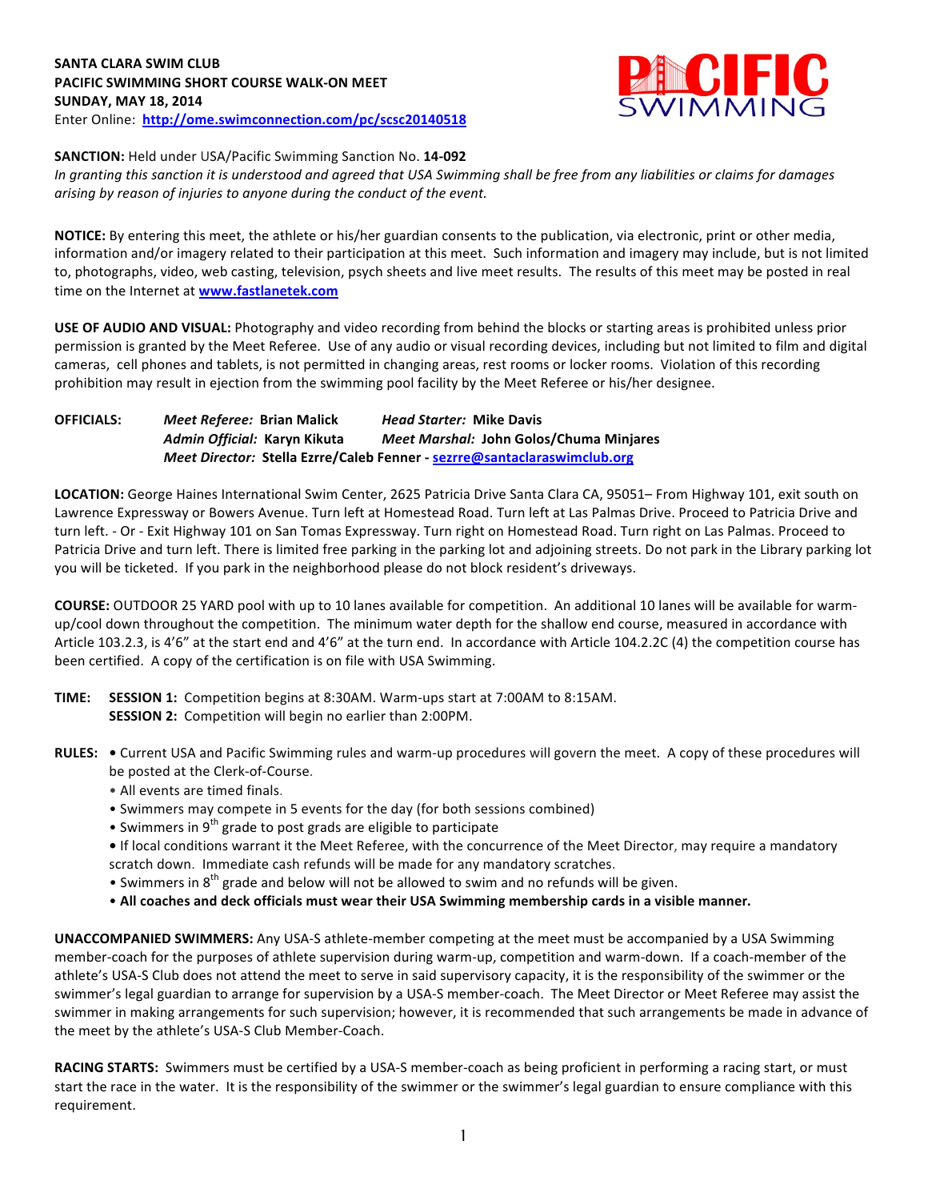**SANTA CLARA SWIM CLUB**
**PACIFIC SWIMMING SHORT COURSE WALK-ON MEET**
**SUNDAY, MAY 18, 2014**
Enter Online: **http://ome.swimconnection.com/pc/scsc20140518**

**SANCTION:** Held under USA/Pacific Swimming Sanction No. **14-092**
*In granting this sanction it is understood and agreed that USA Swimming shall be free from any liabilities or claims for damages arising by reason of injuries to anyone during the conduct of the event.*

**NOTICE:** By entering this meet, the athlete or his/her guardian consents to the publication, via electronic, print or other media, information and/or imagery related to their participation at this meet. Such information and imagery may include, but is not limited to, photographs, video, web casting, television, psych sheets and live meet results. The results of this meet may be posted in real time on the Internet at **www.fastlanetek.com**

**USE OF AUDIO AND VISUAL:** Photography and video recording from behind the blocks or starting areas is prohibited unless prior permission is granted by the Meet Referee. Use of any audio or visual recording devices, including but not limited to film and digital cameras, cell phones and tablets, is not permitted in changing areas, rest rooms or locker rooms. Violation of this recording prohibition may result in ejection from the swimming pool facility by the Meet Referee or his/her designee.

**OFFICIALS:** *Meet Referee:* **Brian Malick** *Head Starter:* **Mike Davis**
*Admin Official:* **Karyn Kikuta** *Meet Marshal:* **John Golos/Chuma Minjares**
*Meet Director:* **Stella Ezrre/Caleb Fenner - sezrre@santaclaraswimclub.org**

**LOCATION:** George Haines International Swim Center, 2625 Patricia Drive Santa Clara CA, 95051– From Highway 101, exit south on Lawrence Expressway or Bowers Avenue. Turn left at Homestead Road. Turn left at Las Palmas Drive. Proceed to Patricia Drive and turn left. - Or - Exit Highway 101 on San Tomas Expressway. Turn right on Homestead Road. Turn right on Las Palmas. Proceed to Patricia Drive and turn left. There is limited free parking in the parking lot and adjoining streets. Do not park in the Library parking lot you will be ticketed. If you park in the neighborhood please do not block resident's driveways.

**COURSE:** OUTDOOR 25 YARD pool with up to 10 lanes available for competition. An additional 10 lanes will be available for warm-up/cool down throughout the competition. The minimum water depth for the shallow end course, measured in accordance with Article 103.2.3, is 4'6" at the start end and 4'6" at the turn end. In accordance with Article 104.2.2C (4) the competition course has been certified. A copy of the certification is on file with USA Swimming.

**TIME:** **SESSION 1:** Competition begins at 8:30AM. Warm-ups start at 7:00AM to 8:15AM.
**SESSION 2:** Competition will begin no earlier than 2:00PM.

**RULES:**
- Current USA and Pacific Swimming rules and warm-up procedures will govern the meet. A copy of these procedures will be posted at the Clerk-of-Course.
- All events are timed finals.
- Swimmers may compete in 5 events for the day (for both sessions combined)
- Swimmers in 9th grade to post grads are eligible to participate
- If local conditions warrant it the Meet Referee, with the concurrence of the Meet Director, may require a mandatory scratch down. Immediate cash refunds will be made for any mandatory scratches.
- Swimmers in 8th grade and below will not be allowed to swim and no refunds will be given.
- **All coaches and deck officials must wear their USA Swimming membership cards in a visible manner.**

**UNACCOMPANIED SWIMMERS:** Any USA-S athlete-member competing at the meet must be accompanied by a USA Swimming member-coach for the purposes of athlete supervision during warm-up, competition and warm-down. If a coach-member of the athlete's USA-S Club does not attend the meet to serve in said supervisory capacity, it is the responsibility of the swimmer or the swimmer's legal guardian to arrange for supervision by a USA-S member-coach. The Meet Director or Meet Referee may assist the swimmer in making arrangements for such supervision; however, it is recommended that such arrangements be made in advance of the meet by the athlete's USA-S Club Member-Coach.

**RACING STARTS:** Swimmers must be certified by a USA-S member-coach as being proficient in performing a racing start, or must start the race in the water. It is the responsibility of the swimmer or the swimmer's legal guardian to ensure compliance with this requirement.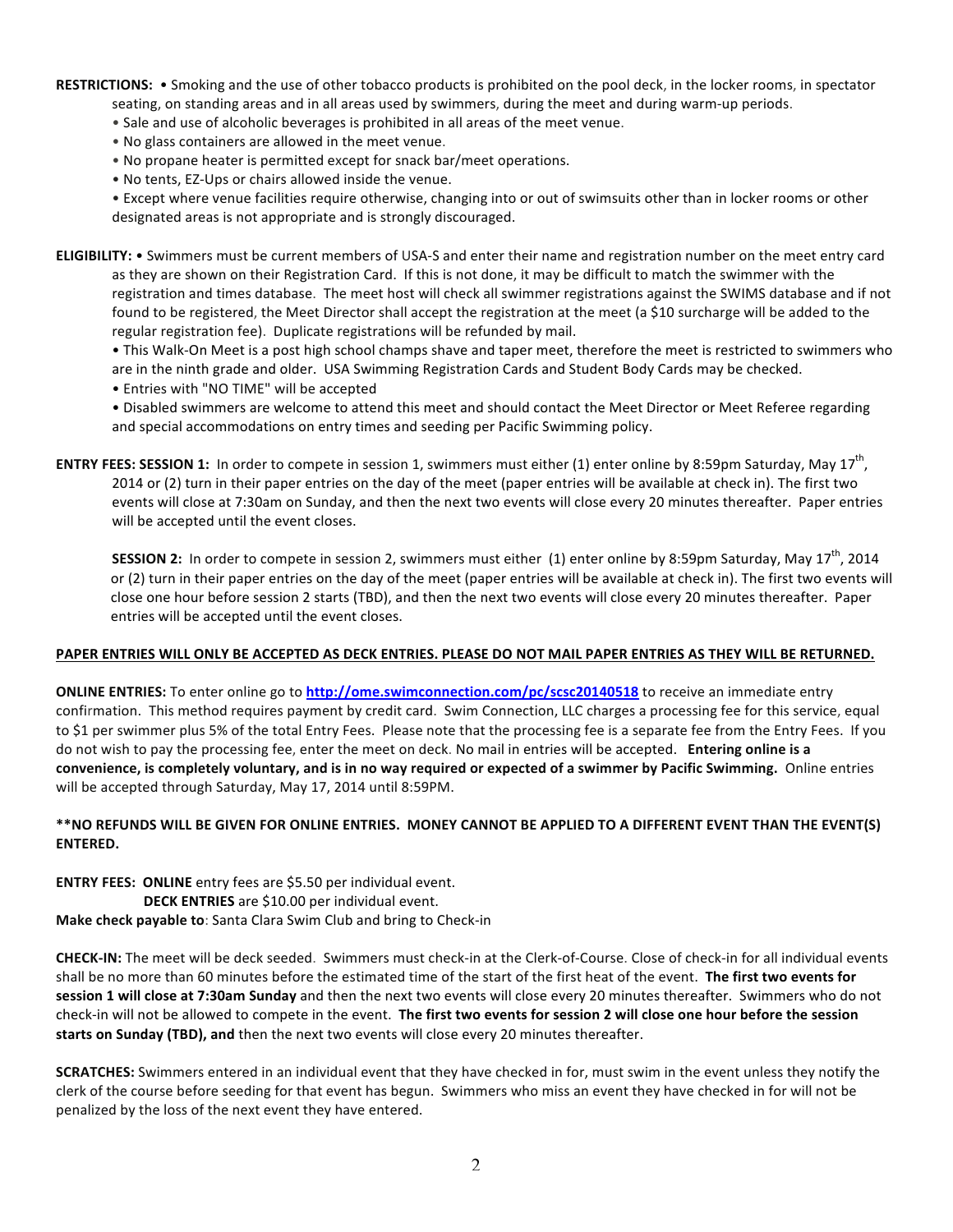**RESTRICTIONS:** • Smoking and the use of other tobacco products is prohibited on the pool deck, in the locker rooms, in spectator seating, on standing areas and in all areas used by swimmers, during the meet and during warm-up periods.

• Sale and use of alcoholic beverages is prohibited in all areas of the meet venue.

• No glass containers are allowed in the meet venue.

• No propane heater is permitted except for snack bar/meet operations.

• No tents, EZ-Ups or chairs allowed inside the venue.

• Except where venue facilities require otherwise, changing into or out of swimsuits other than in locker rooms or other designated areas is not appropriate and is strongly discouraged.

**ELIGIBILITY:** • Swimmers must be current members of USA-S and enter their name and registration number on the meet entry card as they are shown on their Registration Card. If this is not done, it may be difficult to match the swimmer with the registration and times database. The meet host will check all swimmer registrations against the SWIMS database and if not found to be registered, the Meet Director shall accept the registration at the meet (a $10 surcharge will be added to the regular registration fee). Duplicate registrations will be refunded by mail.

• This Walk-On Meet is a post high school champs shave and taper meet, therefore the meet is restricted to swimmers who are in the ninth grade and older. USA Swimming Registration Cards and Student Body Cards may be checked.

• Entries with "NO TIME" will be accepted

• Disabled swimmers are welcome to attend this meet and should contact the Meet Director or Meet Referee regarding and special accommodations on entry times and seeding per Pacific Swimming policy.

**ENTRY FEES: SESSION 1:** In order to compete in session 1, swimmers must either (1) enter online by 8:59pm Saturday, May 17th, 2014 or (2) turn in their paper entries on the day of the meet (paper entries will be available at check in). The first two events will close at 7:30am on Sunday, and then the next two events will close every 20 minutes thereafter. Paper entries will be accepted until the event closes.

**SESSION 2:** In order to compete in session 2, swimmers must either (1) enter online by 8:59pm Saturday, May 17th, 2014 or (2) turn in their paper entries on the day of the meet (paper entries will be available at check in). The first two events will close one hour before session 2 starts (TBD), and then the next two events will close every 20 minutes thereafter. Paper entries will be accepted until the event closes.

**PAPER ENTRIES WILL ONLY BE ACCEPTED AS DECK ENTRIES. PLEASE DO NOT MAIL PAPER ENTRIES AS THEY WILL BE RETURNED.**

**ONLINE ENTRIES:** To enter online go to **http://ome.swimconnection.com/pc/scsc20140518** to receive an immediate entry confirmation. This method requires payment by credit card. Swim Connection, LLC charges a processing fee for this service, equal to $1 per swimmer plus 5% of the total Entry Fees. Please note that the processing fee is a separate fee from the Entry Fees. If you do not wish to pay the processing fee, enter the meet on deck. No mail in entries will be accepted. **Entering online is a convenience, is completely voluntary, and is in no way required or expected of a swimmer by Pacific Swimming.** Online entries will be accepted through Saturday, May 17, 2014 until 8:59PM.

**\*\*NO REFUNDS WILL BE GIVEN FOR ONLINE ENTRIES. MONEY CANNOT BE APPLIED TO A DIFFERENT EVENT THAN THE EVENT(S) ENTERED.**

**ENTRY FEES: ONLINE** entry fees are $5.50 per individual event.
**DECK ENTRIES** are $10.00 per individual event.
**Make check payable to**: Santa Clara Swim Club and bring to Check-in

**CHECK-IN:** The meet will be deck seeded. Swimmers must check-in at the Clerk-of-Course. Close of check-in for all individual events shall be no more than 60 minutes before the estimated time of the start of the first heat of the event. **The first two events for session 1 will close at 7:30am Sunday** and then the next two events will close every 20 minutes thereafter. Swimmers who do not check-in will not be allowed to compete in the event. **The first two events for session 2 will close one hour before the session starts on Sunday (TBD), and** then the next two events will close every 20 minutes thereafter.

**SCRATCHES:** Swimmers entered in an individual event that they have checked in for, must swim in the event unless they notify the clerk of the course before seeding for that event has begun. Swimmers who miss an event they have checked in for will not be penalized by the loss of the next event they have entered.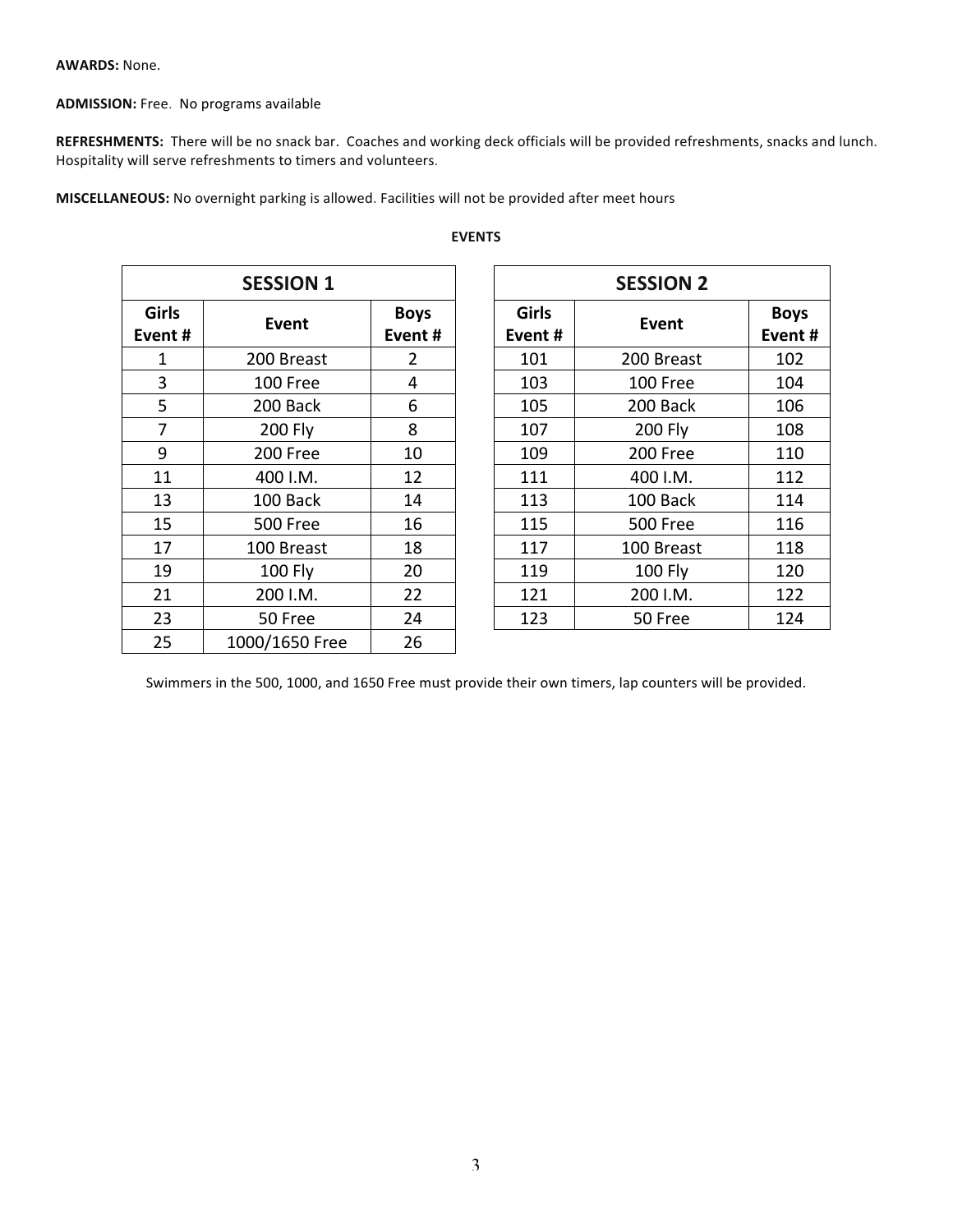**AWARDS:** None.

**ADMISSION:** Free. No programs available

**REFRESHMENTS:** There will be no snack bar. Coaches and working deck officials will be provided refreshments, snacks and lunch. Hospitality will serve refreshments to timers and volunteers.

**MISCELLANEOUS:** No overnight parking is allowed. Facilities will not be provided after meet hours

**EVENTS**

| SESSION 1 | | |
|---|---|---|
| **Girls Event #** | **Event** | **Boys Event #** |
| 1 | 200 Breast | 2 |
| 3 | 100 Free | 4 |
| 5 | 200 Back | 6 |
| 7 | 200 Fly | 8 |
| 9 | 200 Free | 10 |
| 11 | 400 I.M. | 12 |
| 13 | 100 Back | 14 |
| 15 | 500 Free | 16 |
| 17 | 100 Breast | 18 |
| 19 | 100 Fly | 20 |
| 21 | 200 I.M. | 22 |
| 23 | 50 Free | 24 |
| 25 | 1000/1650 Free | 26 |

| SESSION 2 | | |
|---|---|---|
| **Girls Event #** | **Event** | **Boys Event #** |
| 101 | 200 Breast | 102 |
| 103 | 100 Free | 104 |
| 105 | 200 Back | 106 |
| 107 | 200 Fly | 108 |
| 109 | 200 Free | 110 |
| 111 | 400 I.M. | 112 |
| 113 | 100 Back | 114 |
| 115 | 500 Free | 116 |
| 117 | 100 Breast | 118 |
| 119 | 100 Fly | 120 |
| 121 | 200 I.M. | 122 |
| 123 | 50 Free | 124 |

Swimmers in the 500, 1000, and 1650 Free must provide their own timers, lap counters will be provided.